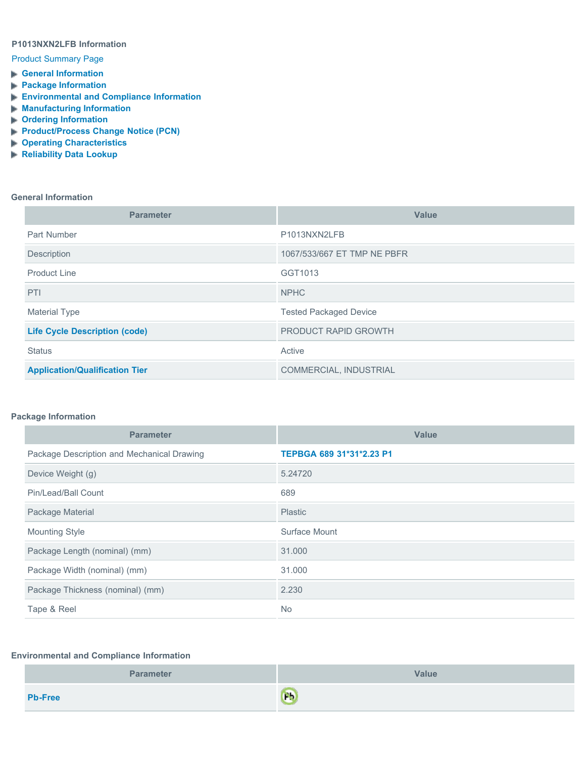**P1013NXN2LFB Information**

Product Summary Page

- General Information
- Package Information
- Environmental and Compliance Information
- Manufacturing Information
- Ordering Information
- Product/Process Change Notice (PCN)
- Operating Characteristics
- Reliability Data Lookup

## General Information

| Parameter | Value |
| --- | --- |
| Part Number | P1013NXN2LFB |
| Description | 1067/533/667 ET TMP NE PBFR |
| Product Line | GGT1013 |
| PTI | NPHC |
| Material Type | Tested Packaged Device |
| **Life Cycle Description (code)** | PRODUCT RAPID GROWTH |
| Status | Active |
| **Application/Qualification Tier** | COMMERCIAL, INDUSTRIAL |

## Package Information

| Parameter | Value |
| --- | --- |
| Package Description and Mechanical Drawing | **TEPBGA 689 31*31*2.23 P1** |
| Device Weight (g) | 5.24720 |
| Pin/Lead/Ball Count | 689 |
| Package Material | Plastic |
| Mounting Style | Surface Mount |
| Package Length (nominal) (mm) | 31.000 |
| Package Width (nominal) (mm) | 31.000 |
| Package Thickness (nominal) (mm) | 2.230 |
| Tape & Reel | No |

## Environmental and Compliance Information

| Parameter | Value |
| --- | --- |
| **Pb-Free** | Pb |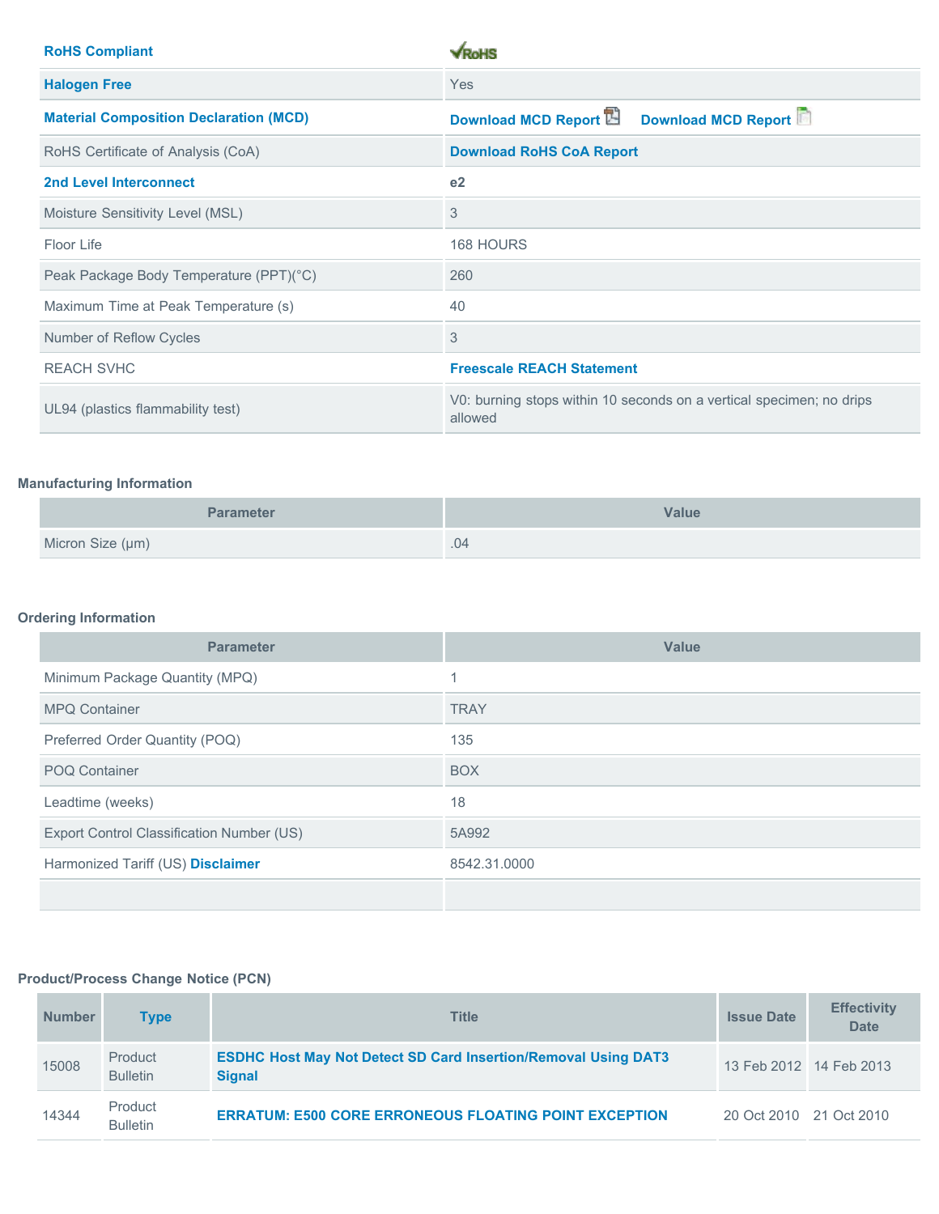| | |
|---|---|
| **RoHS Compliant** | RoHS |
| **Halogen Free** | Yes |
| **Material Composition Declaration (MCD)** | **Download MCD Report** **Download MCD Report** |
| RoHS Certificate of Analysis (CoA) | **Download RoHS CoA Report** |
| **2nd Level Interconnect** | **e2** |
| Moisture Sensitivity Level (MSL) | 3 |
| Floor Life | 168 HOURS |
| Peak Package Body Temperature (PPT)(°C) | 260 |
| Maximum Time at Peak Temperature (s) | 40 |
| Number of Reflow Cycles | 3 |
| REACH SVHC | **Freescale REACH Statement** |
| UL94 (plastics flammability test) | V0: burning stops within 10 seconds on a vertical specimen; no drips allowed |

### Manufacturing Information

| Parameter | Value |
|---|---|
| Micron Size (µm) | .04 |

### Ordering Information

| Parameter | Value |
|---|---|
| Minimum Package Quantity (MPQ) | 1 |
| MPQ Container | TRAY |
| Preferred Order Quantity (POQ) | 135 |
| POQ Container | BOX |
| Leadtime (weeks) | 18 |
| Export Control Classification Number (US) | 5A992 |
| Harmonized Tariff (US) **Disclaimer** | 8542.31.0000 |
| | |

### Product/Process Change Notice (PCN)

| Number | Type | Title | Issue Date | Effectivity Date |
|---|---|---|---|---|
| 15008 | Product Bulletin | **ESDHC Host May Not Detect SD Card Insertion/Removal Using DAT3 Signal** | 13 Feb 2012 | 14 Feb 2013 |
| 14344 | Product Bulletin | **ERRATUM: E500 CORE ERRONEOUS FLOATING POINT EXCEPTION** | 20 Oct 2010 | 21 Oct 2010 |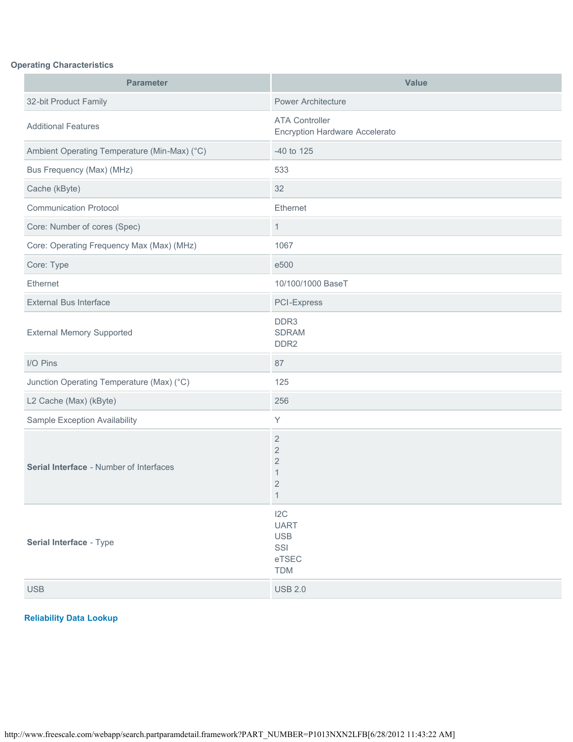**Operating Characteristics**

| Parameter | Value |
| --- | --- |
| 32-bit Product Family | Power Architecture |
| Additional Features | ATA Controller<br>Encryption Hardware Accelerato |
| Ambient Operating Temperature (Min-Max) (°C) | -40 to 125 |
| Bus Frequency (Max) (MHz) | 533 |
| Cache (kByte) | 32 |
| Communication Protocol | Ethernet |
| Core: Number of cores (Spec) | 1 |
| Core: Operating Frequency Max (Max) (MHz) | 1067 |
| Core: Type | e500 |
| Ethernet | 10/100/1000 BaseT |
| External Bus Interface | PCI-Express |
| External Memory Supported | DDR3<br>SDRAM<br>DDR2 |
| I/O Pins | 87 |
| Junction Operating Temperature (Max) (°C) | 125 |
| L2 Cache (Max) (kByte) | 256 |
| Sample Exception Availability | Y |
| **Serial Interface** - Number of Interfaces | 2<br>2<br>2<br>1<br>2<br>1 |
| **Serial Interface** - Type | I2C<br>UART<br>USB<br>SSI<br>eTSEC<br>TDM |
| USB | USB 2.0 |

**Reliability Data Lookup**